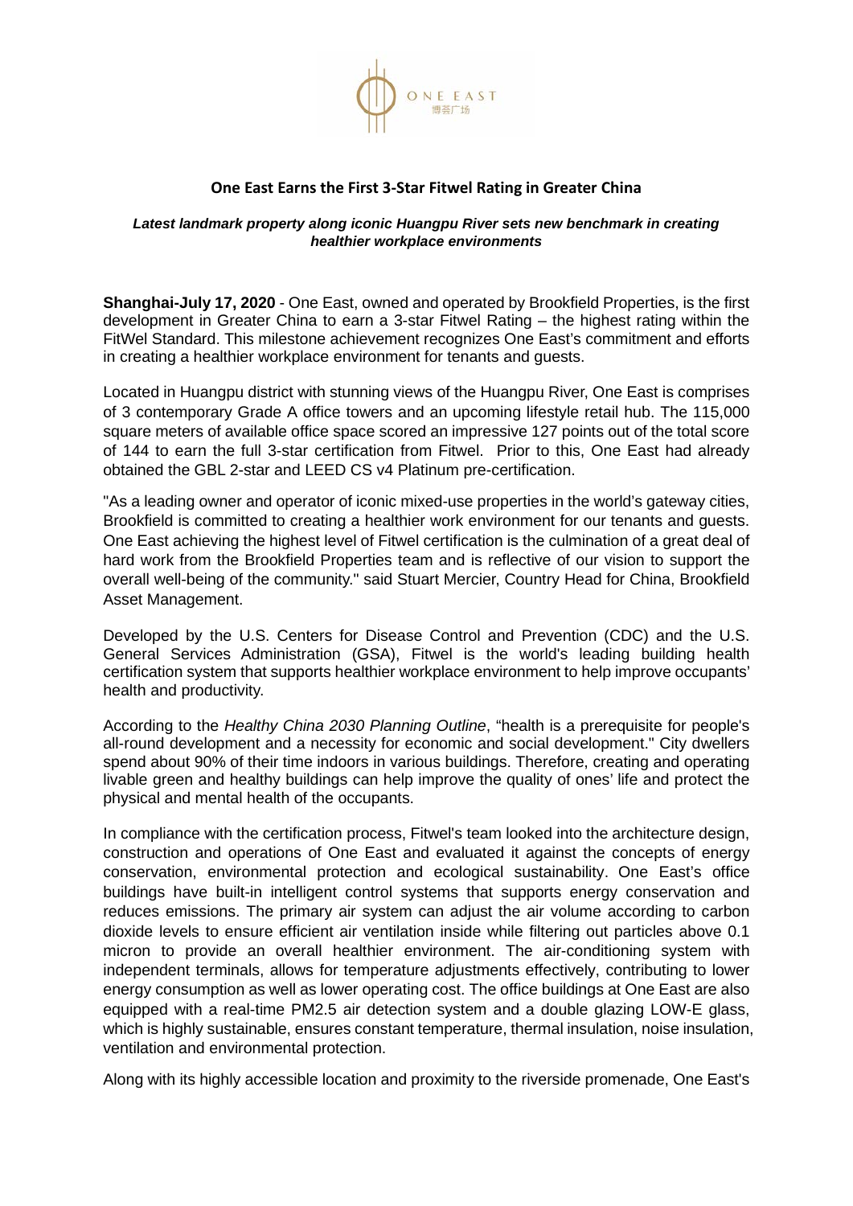ONE EAST
博荟广场

# One East Earns the First 3-Star Fitwel Rating in Greater China

***Latest landmark property along iconic Huangpu River sets new benchmark in creating healthier workplace environments***

**Shanghai-July 17, 2020** - One East, owned and operated by Brookfield Properties, is the first development in Greater China to earn a 3-star Fitwel Rating – the highest rating within the FitWel Standard. This milestone achievement recognizes One East's commitment and efforts in creating a healthier workplace environment for tenants and guests.

Located in Huangpu district with stunning views of the Huangpu River, One East is comprises of 3 contemporary Grade A office towers and an upcoming lifestyle retail hub. The 115,000 square meters of available office space scored an impressive 127 points out of the total score of 144 to earn the full 3-star certification from Fitwel. Prior to this, One East had already obtained the GBL 2-star and LEED CS v4 Platinum pre-certification.

"As a leading owner and operator of iconic mixed-use properties in the world's gateway cities, Brookfield is committed to creating a healthier work environment for our tenants and guests. One East achieving the highest level of Fitwel certification is the culmination of a great deal of hard work from the Brookfield Properties team and is reflective of our vision to support the overall well-being of the community." said Stuart Mercier, Country Head for China, Brookfield Asset Management.

Developed by the U.S. Centers for Disease Control and Prevention (CDC) and the U.S. General Services Administration (GSA), Fitwel is the world's leading building health certification system that supports healthier workplace environment to help improve occupants' health and productivity.

According to the *Healthy China 2030 Planning Outline*, "health is a prerequisite for people's all-round development and a necessity for economic and social development." City dwellers spend about 90% of their time indoors in various buildings. Therefore, creating and operating livable green and healthy buildings can help improve the quality of ones' life and protect the physical and mental health of the occupants.

In compliance with the certification process, Fitwel's team looked into the architecture design, construction and operations of One East and evaluated it against the concepts of energy conservation, environmental protection and ecological sustainability. One East's office buildings have built-in intelligent control systems that supports energy conservation and reduces emissions. The primary air system can adjust the air volume according to carbon dioxide levels to ensure efficient air ventilation inside while filtering out particles above 0.1 micron to provide an overall healthier environment. The air-conditioning system with independent terminals, allows for temperature adjustments effectively, contributing to lower energy consumption as well as lower operating cost. The office buildings at One East are also equipped with a real-time PM2.5 air detection system and a double glazing LOW-E glass, which is highly sustainable, ensures constant temperature, thermal insulation, noise insulation, ventilation and environmental protection.

Along with its highly accessible location and proximity to the riverside promenade, One East's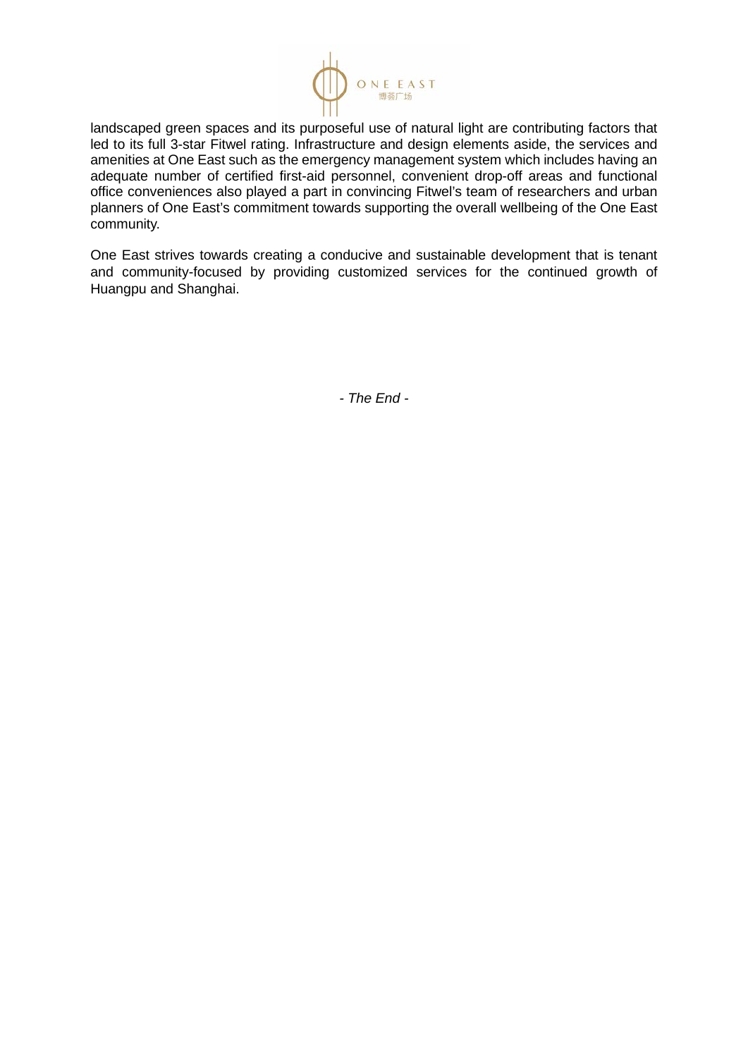landscaped green spaces and its purposeful use of natural light are contributing factors that led to its full 3-star Fitwel rating. Infrastructure and design elements aside, the services and amenities at One East such as the emergency management system which includes having an adequate number of certified first-aid personnel, convenient drop-off areas and functional office conveniences also played a part in convincing Fitwel's team of researchers and urban planners of One East's commitment towards supporting the overall wellbeing of the One East community.

One East strives towards creating a conducive and sustainable development that is tenant and community-focused by providing customized services for the continued growth of Huangpu and Shanghai.

*- The End -*